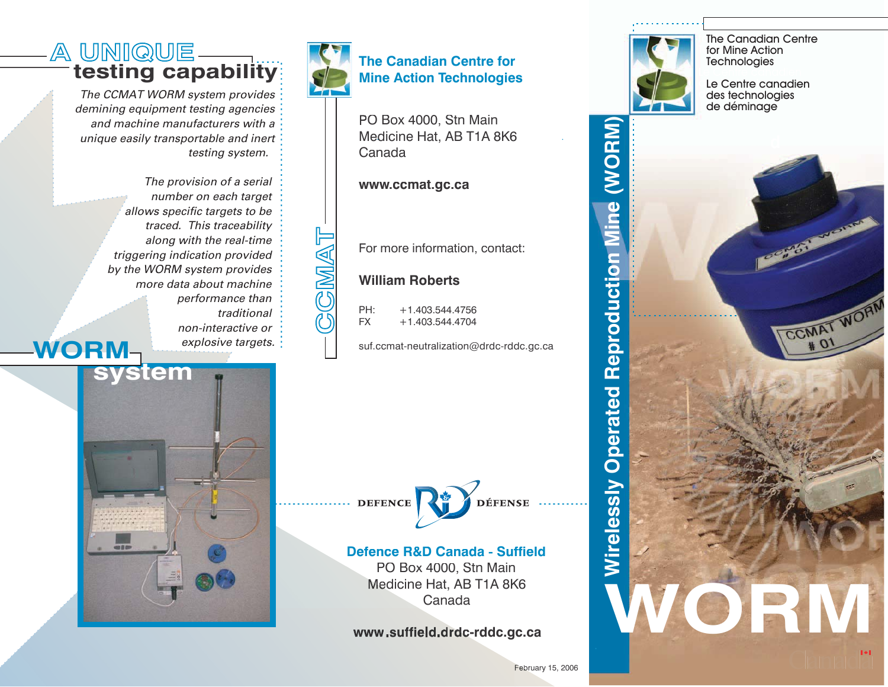## A UNIQUE testing capability

*The CCMAT WORM system provides demining equipment testing agencies and machine manufacturers with a unique easily transportable and inert testing system.*

*The provision of a serial number on each target allows specific targets to be traced. This traceability along with the real-time triggering indication provided by the WORM system provides more data about machine performance than traditional non-interactive or explosive targets.*

## WORM system

CCMAT

**The Canadian Centre for Mine Action Technologies**

PO Box 4000, Stn Main
Medicine Hat, AB T1A 8K6
Canada

**www.ccmat.gc.ca**

For more information, contact:

**William Roberts**

PH: +1.403.544.4756
FX +1.403.544.4704

suf.ccmat-neutralization@drdc-rddc.gc.ca

DEFENCE R&D DÉFENSE

**Defence R&D Canada - Suffield**
PO Box 4000, Stn Main
Medicine Hat, AB T1A 8K6
Canada

**www.suffield.drdc-rddc.gc.ca**

February 15, 2006

The Canadian Centre for Mine Action Technologies

Le Centre canadien des technologies de déminage

# Wirelessly Operated Reproduction Mine (WORM)

# WORM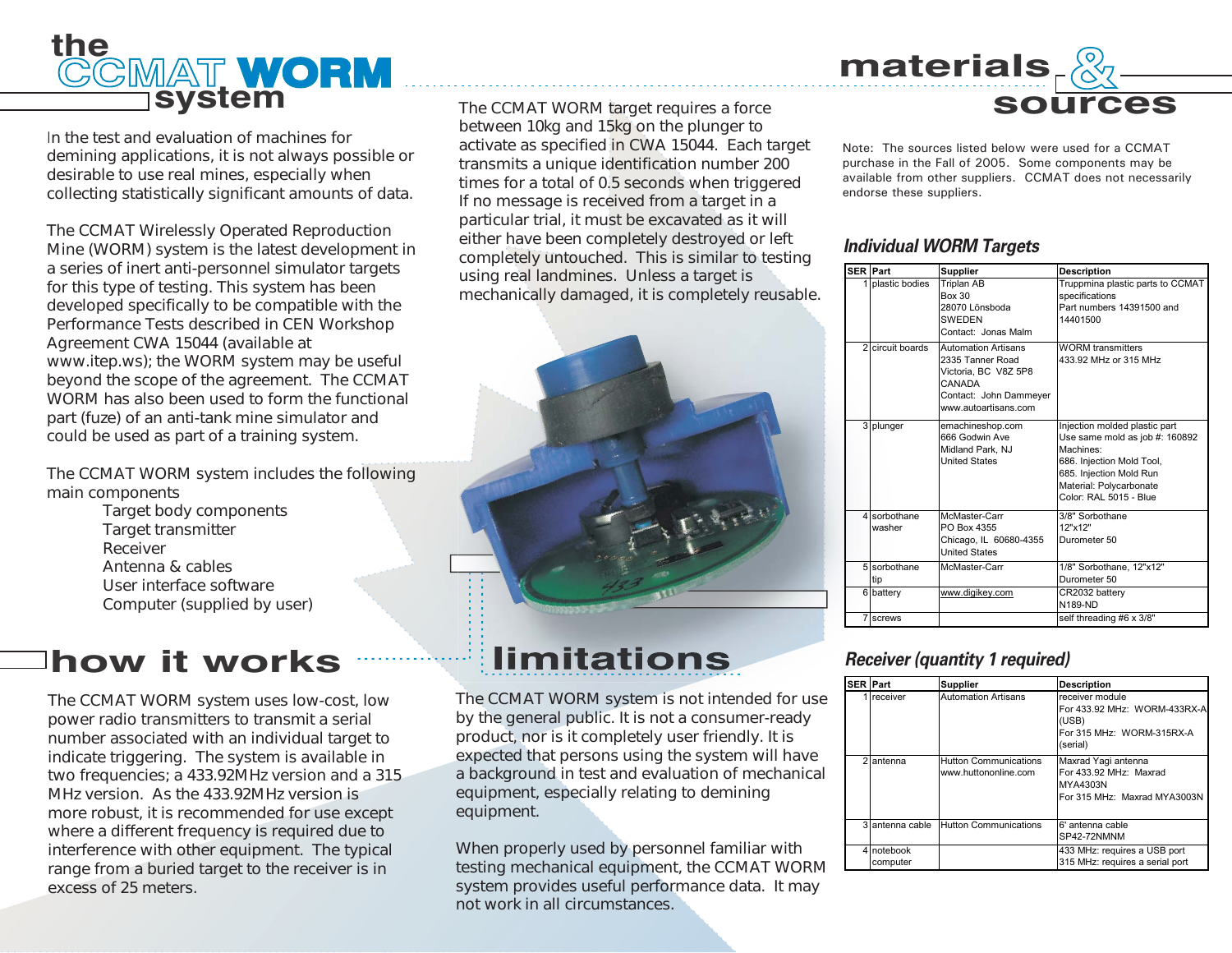# the CCMAT WORM system

In the test and evaluation of machines for demining applications, it is not always possible or desirable to use real mines, especially when collecting statistically significant amounts of data.

The CCMAT Wirelessly Operated Reproduction Mine (WORM) system is the latest development in a series of inert anti-personnel simulator targets for this type of testing. This system has been developed specifically to be compatible with the Performance Tests described in CEN Workshop Agreement CWA 15044 (available at www.itep.ws); the WORM system may be useful beyond the scope of the agreement. The CCMAT WORM has also been used to form the functional part (fuze) of an anti-tank mine simulator and could be used as part of a training system.

The CCMAT WORM system includes the following main components

- Target body components
- Target transmitter
- Receiver
- Antenna & cables
- User interface software
- Computer (supplied by user)

The CCMAT WORM target requires a force between 10kg and 15kg on the plunger to activate as specified in CWA 15044. Each target transmits a unique identification number 200 times for a total of 0.5 seconds when triggered. If no message is received from a target in a particular trial, it must be excavated as it will either have been completely destroyed or left completely untouched. This is similar to testing using real landmines. Unless a target is mechanically damaged, it is completely reusable.

## how it works

The CCMAT WORM system uses low-cost, low power radio transmitters to transmit a serial number associated with an individual target to indicate triggering. The system is available in two frequencies; a 433.92MHz version and a 315 MHz version. As the 433.92MHz version is more robust, it is recommended for use except where a different frequency is required due to interference with other equipment. The typical range from a buried target to the receiver is in excess of 25 meters.

## limitations

The CCMAT WORM system is not intended for use by the general public. It is not a consumer-ready product, nor is it completely user friendly. It is expected that persons using the system will have a background in test and evaluation of mechanical equipment, especially relating to demining equipment.

When properly used by personnel familiar with testing mechanical equipment, the CCMAT WORM system provides useful performance data. It may not work in all circumstances.

# materials & sources

Note: The sources listed below were used for a CCMAT purchase in the Fall of 2005. Some components may be available from other suppliers. CCMAT does not necessarily endorse these suppliers.

### *Individual WORM Targets*

| SER | Part | Supplier | Description |
|---|---|---|---|
| 1 | plastic bodies | Triplan AB<br>Box 30<br>28070 Lönsboda<br>SWEDEN<br>Contact: Jonas Malm | Truppmina plastic parts to CCMAT specifications<br>Part numbers 14391500 and 14401500 |
| 2 | circuit boards | Automation Artisans<br>2335 Tanner Road<br>Victoria, BC V8Z 5P8<br>CANADA<br>Contact: John Dammeyer<br>www.autoartisans.com | WORM transmitters<br>433.92 MHz or 315 MHz |
| 3 | plunger | emachineshop.com<br>666 Godwin Ave<br>Midland Park, NJ<br>United States | Injection molded plastic part<br>Use same mold as job #: 160892<br>Machines:<br>686. Injection Mold Tool,<br>685. Injection Mold Run<br>Material: Polycarbonate<br>Color: RAL 5015 - Blue |
| 4 | sorbothane washer | McMaster-Carr<br>PO Box 4355<br>Chicago, IL 60680-4355<br>United States | 3/8" Sorbothane<br>12"x12"<br>Durometer 50 |
| 5 | sorbothane tip | McMaster-Carr | 1/8" Sorbothane, 12"x12"<br>Durometer 50 |
| 6 | battery | www.digikey.com | CR2032 battery<br>N189-ND |
| 7 | screws | | self threading #6 x 3/8" |

### *Receiver (quantity 1 required)*

| SER | Part | Supplier | Description |
|---|---|---|---|
| 1 | receiver | Automation Artisans | receiver module<br>For 433.92 MHz: WORM-433RX-A (USB)<br>For 315 MHz: WORM-315RX-A (serial) |
| 2 | antenna | Hutton Communications<br>www.huttononline.com | Maxrad Yagi antenna<br>For 433.92 MHz: Maxrad MYA4303N<br>For 315 MHz: Maxrad MYA3003N |
| 3 | antenna cable | Hutton Communications | 6' antenna cable<br>SP42-72NMNM |
| 4 | notebook computer | | 433 MHz: requires a USB port<br>315 MHz: requires a serial port |